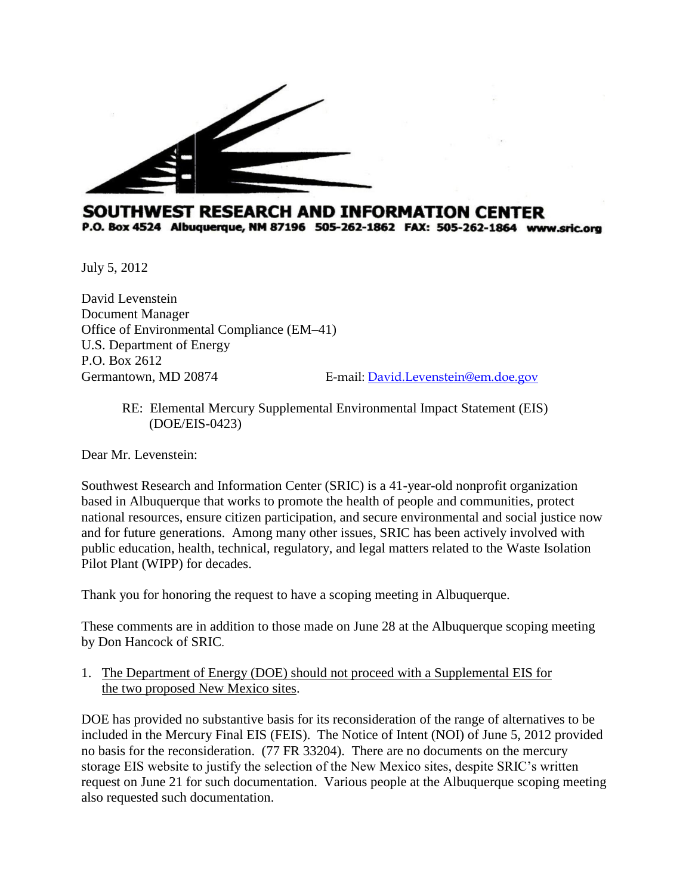**SOUTHWEST RESEARCH AND INFORMATION CENTER**
**P.O. Box 4524 Albuquerque, NM 87196 505-262-1862 FAX: 505-262-1864 www.sric.org**

July 5, 2012

David Levenstein
Document Manager
Office of Environmental Compliance (EM–41)
U.S. Department of Energy
P.O. Box 2612
Germantown, MD 20874

E-mail: David.Levenstein@em.doe.gov

RE: Elemental Mercury Supplemental Environmental Impact Statement (EIS) (DOE/EIS-0423)

Dear Mr. Levenstein:

Southwest Research and Information Center (SRIC) is a 41-year-old nonprofit organization based in Albuquerque that works to promote the health of people and communities, protect national resources, ensure citizen participation, and secure environmental and social justice now and for future generations. Among many other issues, SRIC has been actively involved with public education, health, technical, regulatory, and legal matters related to the Waste Isolation Pilot Plant (WIPP) for decades.

Thank you for honoring the request to have a scoping meeting in Albuquerque.

These comments are in addition to those made on June 28 at the Albuquerque scoping meeting by Don Hancock of SRIC.

1. The Department of Energy (DOE) should not proceed with a Supplemental EIS for the two proposed New Mexico sites.

DOE has provided no substantive basis for its reconsideration of the range of alternatives to be included in the Mercury Final EIS (FEIS). The Notice of Intent (NOI) of June 5, 2012 provided no basis for the reconsideration. (77 FR 33204). There are no documents on the mercury storage EIS website to justify the selection of the New Mexico sites, despite SRIC's written request on June 21 for such documentation. Various people at the Albuquerque scoping meeting also requested such documentation.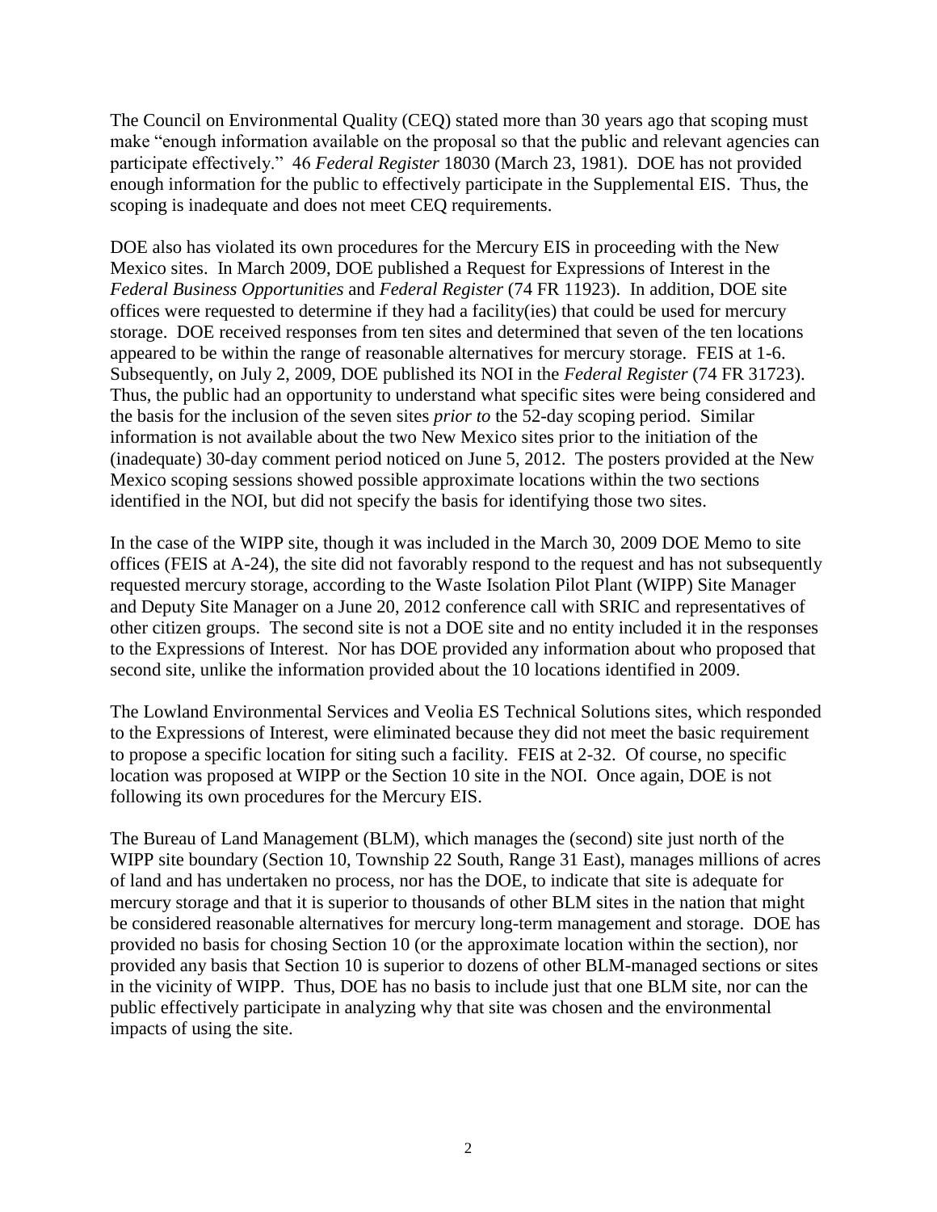The Council on Environmental Quality (CEQ) stated more than 30 years ago that scoping must make "enough information available on the proposal so that the public and relevant agencies can participate effectively." 46 *Federal Register* 18030 (March 23, 1981). DOE has not provided enough information for the public to effectively participate in the Supplemental EIS. Thus, the scoping is inadequate and does not meet CEQ requirements.

DOE also has violated its own procedures for the Mercury EIS in proceeding with the New Mexico sites. In March 2009, DOE published a Request for Expressions of Interest in the *Federal Business Opportunities* and *Federal Register* (74 FR 11923). In addition, DOE site offices were requested to determine if they had a facility(ies) that could be used for mercury storage. DOE received responses from ten sites and determined that seven of the ten locations appeared to be within the range of reasonable alternatives for mercury storage. FEIS at 1-6. Subsequently, on July 2, 2009, DOE published its NOI in the *Federal Register* (74 FR 31723). Thus, the public had an opportunity to understand what specific sites were being considered and the basis for the inclusion of the seven sites *prior to* the 52-day scoping period. Similar information is not available about the two New Mexico sites prior to the initiation of the (inadequate) 30-day comment period noticed on June 5, 2012. The posters provided at the New Mexico scoping sessions showed possible approximate locations within the two sections identified in the NOI, but did not specify the basis for identifying those two sites.

In the case of the WIPP site, though it was included in the March 30, 2009 DOE Memo to site offices (FEIS at A-24), the site did not favorably respond to the request and has not subsequently requested mercury storage, according to the Waste Isolation Pilot Plant (WIPP) Site Manager and Deputy Site Manager on a June 20, 2012 conference call with SRIC and representatives of other citizen groups. The second site is not a DOE site and no entity included it in the responses to the Expressions of Interest. Nor has DOE provided any information about who proposed that second site, unlike the information provided about the 10 locations identified in 2009.

The Lowland Environmental Services and Veolia ES Technical Solutions sites, which responded to the Expressions of Interest, were eliminated because they did not meet the basic requirement to propose a specific location for siting such a facility. FEIS at 2-32. Of course, no specific location was proposed at WIPP or the Section 10 site in the NOI. Once again, DOE is not following its own procedures for the Mercury EIS.

The Bureau of Land Management (BLM), which manages the (second) site just north of the WIPP site boundary (Section 10, Township 22 South, Range 31 East), manages millions of acres of land and has undertaken no process, nor has the DOE, to indicate that site is adequate for mercury storage and that it is superior to thousands of other BLM sites in the nation that might be considered reasonable alternatives for mercury long-term management and storage. DOE has provided no basis for chosing Section 10 (or the approximate location within the section), nor provided any basis that Section 10 is superior to dozens of other BLM-managed sections or sites in the vicinity of WIPP. Thus, DOE has no basis to include just that one BLM site, nor can the public effectively participate in analyzing why that site was chosen and the environmental impacts of using the site.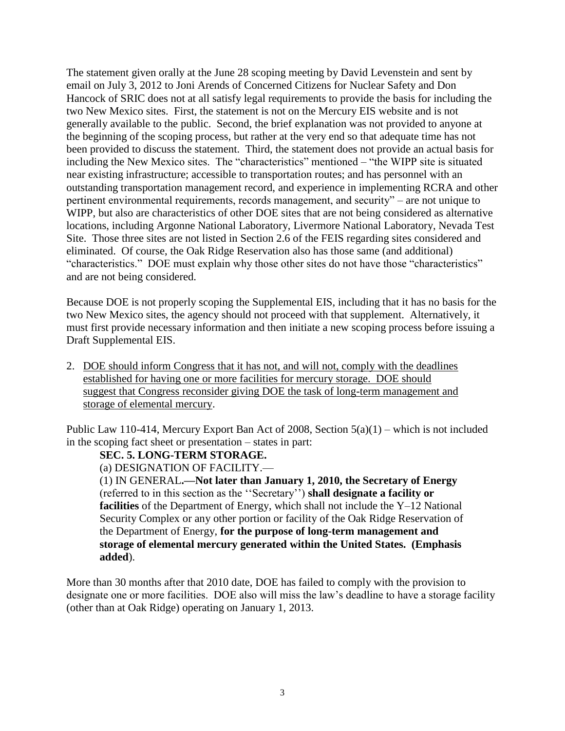The statement given orally at the June 28 scoping meeting by David Levenstein and sent by email on July 3, 2012 to Joni Arends of Concerned Citizens for Nuclear Safety and Don Hancock of SRIC does not at all satisfy legal requirements to provide the basis for including the two New Mexico sites. First, the statement is not on the Mercury EIS website and is not generally available to the public. Second, the brief explanation was not provided to anyone at the beginning of the scoping process, but rather at the very end so that adequate time has not been provided to discuss the statement. Third, the statement does not provide an actual basis for including the New Mexico sites. The "characteristics" mentioned – "the WIPP site is situated near existing infrastructure; accessible to transportation routes; and has personnel with an outstanding transportation management record, and experience in implementing RCRA and other pertinent environmental requirements, records management, and security" – are not unique to WIPP, but also are characteristics of other DOE sites that are not being considered as alternative locations, including Argonne National Laboratory, Livermore National Laboratory, Nevada Test Site. Those three sites are not listed in Section 2.6 of the FEIS regarding sites considered and eliminated. Of course, the Oak Ridge Reservation also has those same (and additional) "characteristics." DOE must explain why those other sites do not have those "characteristics" and are not being considered.

Because DOE is not properly scoping the Supplemental EIS, including that it has no basis for the two New Mexico sites, the agency should not proceed with that supplement. Alternatively, it must first provide necessary information and then initiate a new scoping process before issuing a Draft Supplemental EIS.

2. <u>DOE should inform Congress that it has not, and will not, comply with the deadlines established for having one or more facilities for mercury storage. DOE should suggest that Congress reconsider giving DOE the task of long-term management and storage of elemental mercury</u>.

Public Law 110-414, Mercury Export Ban Act of 2008, Section 5(a)(1) – which is not included in the scoping fact sheet or presentation – states in part:

> **SEC. 5. LONG-TERM STORAGE.**
>
> (a) DESIGNATION OF FACILITY.—
>
> (1) IN GENERAL**.—Not later than January 1, 2010, the Secretary of Energy** (referred to in this section as the ''Secretary'') **shall designate a facility or facilities** of the Department of Energy, which shall not include the Y–12 National Security Complex or any other portion or facility of the Oak Ridge Reservation of the Department of Energy, **for the purpose of long-term management and storage of elemental mercury generated within the United States. (Emphasis added**).

More than 30 months after that 2010 date, DOE has failed to comply with the provision to designate one or more facilities. DOE also will miss the law's deadline to have a storage facility (other than at Oak Ridge) operating on January 1, 2013.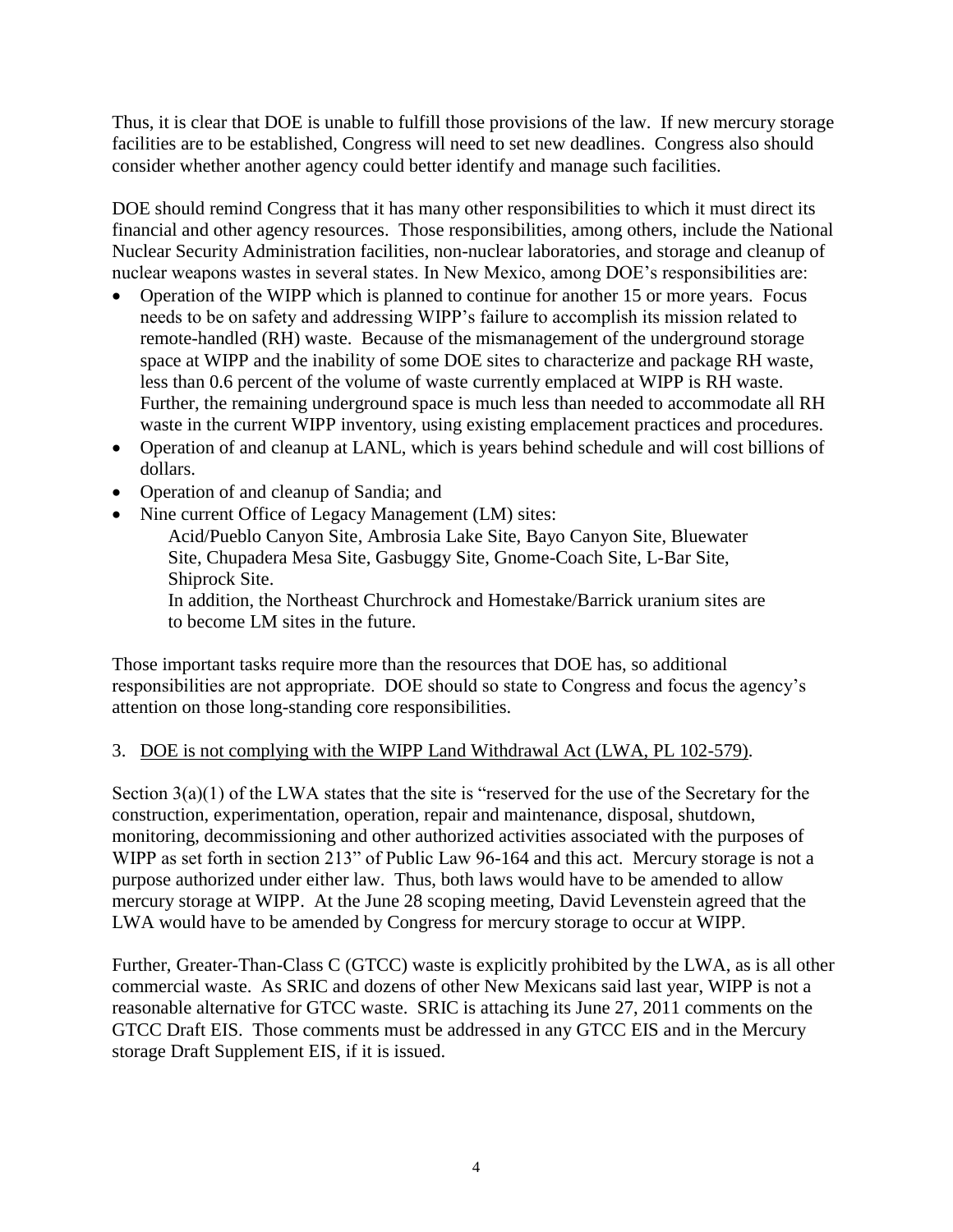Thus, it is clear that DOE is unable to fulfill those provisions of the law. If new mercury storage facilities are to be established, Congress will need to set new deadlines. Congress also should consider whether another agency could better identify and manage such facilities.

DOE should remind Congress that it has many other responsibilities to which it must direct its financial and other agency resources. Those responsibilities, among others, include the National Nuclear Security Administration facilities, non-nuclear laboratories, and storage and cleanup of nuclear weapons wastes in several states. In New Mexico, among DOE's responsibilities are:

- Operation of the WIPP which is planned to continue for another 15 or more years. Focus needs to be on safety and addressing WIPP's failure to accomplish its mission related to remote-handled (RH) waste. Because of the mismanagement of the underground storage space at WIPP and the inability of some DOE sites to characterize and package RH waste, less than 0.6 percent of the volume of waste currently emplaced at WIPP is RH waste. Further, the remaining underground space is much less than needed to accommodate all RH waste in the current WIPP inventory, using existing emplacement practices and procedures.
- Operation of and cleanup at LANL, which is years behind schedule and will cost billions of dollars.
- Operation of and cleanup of Sandia; and
- Nine current Office of Legacy Management (LM) sites:
  Acid/Pueblo Canyon Site, Ambrosia Lake Site, Bayo Canyon Site, Bluewater Site, Chupadera Mesa Site, Gasbuggy Site, Gnome-Coach Site, L-Bar Site, Shiprock Site.
  In addition, the Northeast Churchrock and Homestake/Barrick uranium sites are to become LM sites in the future.

Those important tasks require more than the resources that DOE has, so additional responsibilities are not appropriate. DOE should so state to Congress and focus the agency's attention on those long-standing core responsibilities.

3. DOE is not complying with the WIPP Land Withdrawal Act (LWA, PL 102-579).

Section 3(a)(1) of the LWA states that the site is "reserved for the use of the Secretary for the construction, experimentation, operation, repair and maintenance, disposal, shutdown, monitoring, decommissioning and other authorized activities associated with the purposes of WIPP as set forth in section 213" of Public Law 96-164 and this act. Mercury storage is not a purpose authorized under either law. Thus, both laws would have to be amended to allow mercury storage at WIPP. At the June 28 scoping meeting, David Levenstein agreed that the LWA would have to be amended by Congress for mercury storage to occur at WIPP.

Further, Greater-Than-Class C (GTCC) waste is explicitly prohibited by the LWA, as is all other commercial waste. As SRIC and dozens of other New Mexicans said last year, WIPP is not a reasonable alternative for GTCC waste. SRIC is attaching its June 27, 2011 comments on the GTCC Draft EIS. Those comments must be addressed in any GTCC EIS and in the Mercury storage Draft Supplement EIS, if it is issued.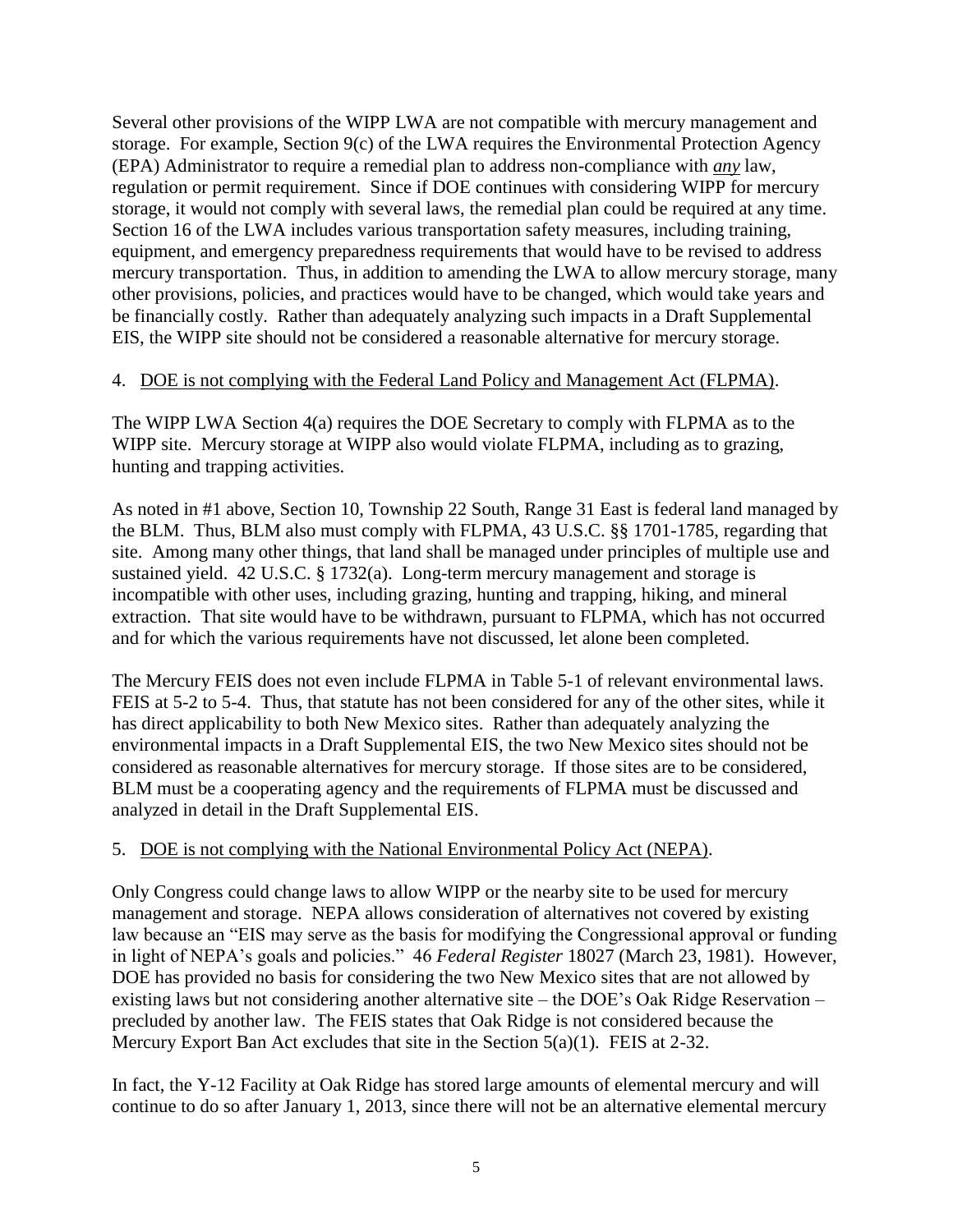Several other provisions of the WIPP LWA are not compatible with mercury management and storage. For example, Section 9(c) of the LWA requires the Environmental Protection Agency (EPA) Administrator to require a remedial plan to address non-compliance with ***any*** law, regulation or permit requirement. Since if DOE continues with considering WIPP for mercury storage, it would not comply with several laws, the remedial plan could be required at any time. Section 16 of the LWA includes various transportation safety measures, including training, equipment, and emergency preparedness requirements that would have to be revised to address mercury transportation. Thus, in addition to amending the LWA to allow mercury storage, many other provisions, policies, and practices would have to be changed, which would take years and be financially costly. Rather than adequately analyzing such impacts in a Draft Supplemental EIS, the WIPP site should not be considered a reasonable alternative for mercury storage.

4. <u>DOE is not complying with the Federal Land Policy and Management Act (FLPMA)</u>.

The WIPP LWA Section 4(a) requires the DOE Secretary to comply with FLPMA as to the WIPP site. Mercury storage at WIPP also would violate FLPMA, including as to grazing, hunting and trapping activities.

As noted in #1 above, Section 10, Township 22 South, Range 31 East is federal land managed by the BLM. Thus, BLM also must comply with FLPMA, 43 U.S.C. §§ 1701-1785, regarding that site. Among many other things, that land shall be managed under principles of multiple use and sustained yield. 42 U.S.C. § 1732(a). Long-term mercury management and storage is incompatible with other uses, including grazing, hunting and trapping, hiking, and mineral extraction. That site would have to be withdrawn, pursuant to FLPMA, which has not occurred and for which the various requirements have not discussed, let alone been completed.

The Mercury FEIS does not even include FLPMA in Table 5-1 of relevant environmental laws. FEIS at 5-2 to 5-4. Thus, that statute has not been considered for any of the other sites, while it has direct applicability to both New Mexico sites. Rather than adequately analyzing the environmental impacts in a Draft Supplemental EIS, the two New Mexico sites should not be considered as reasonable alternatives for mercury storage. If those sites are to be considered, BLM must be a cooperating agency and the requirements of FLPMA must be discussed and analyzed in detail in the Draft Supplemental EIS.

5. <u>DOE is not complying with the National Environmental Policy Act (NEPA)</u>.

Only Congress could change laws to allow WIPP or the nearby site to be used for mercury management and storage. NEPA allows consideration of alternatives not covered by existing law because an "EIS may serve as the basis for modifying the Congressional approval or funding in light of NEPA's goals and policies." 46 *Federal Register* 18027 (March 23, 1981). However, DOE has provided no basis for considering the two New Mexico sites that are not allowed by existing laws but not considering another alternative site – the DOE's Oak Ridge Reservation – precluded by another law. The FEIS states that Oak Ridge is not considered because the Mercury Export Ban Act excludes that site in the Section 5(a)(1). FEIS at 2-32.

In fact, the Y-12 Facility at Oak Ridge has stored large amounts of elemental mercury and will continue to do so after January 1, 2013, since there will not be an alternative elemental mercury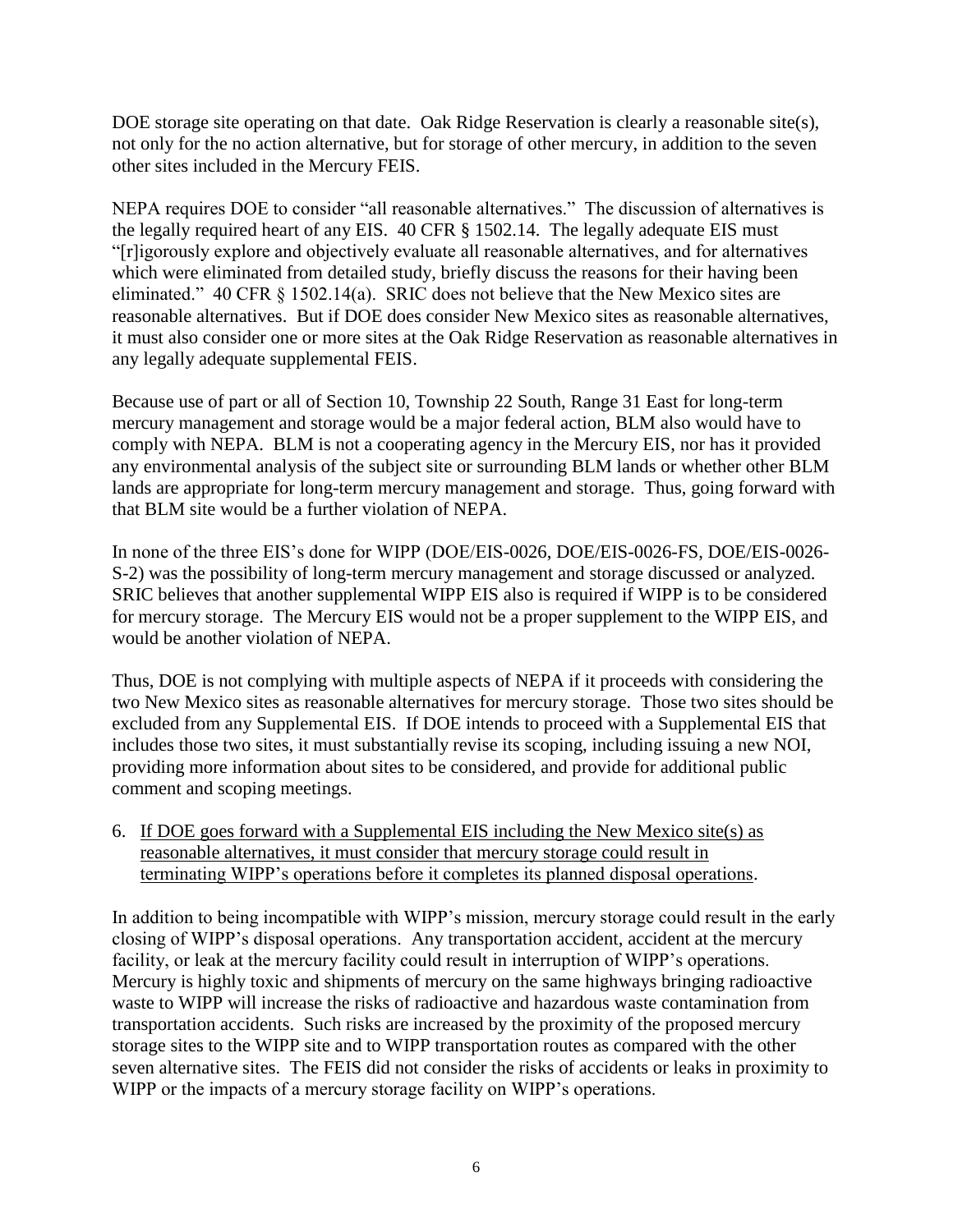DOE storage site operating on that date. Oak Ridge Reservation is clearly a reasonable site(s), not only for the no action alternative, but for storage of other mercury, in addition to the seven other sites included in the Mercury FEIS.

NEPA requires DOE to consider "all reasonable alternatives." The discussion of alternatives is the legally required heart of any EIS. 40 CFR § 1502.14. The legally adequate EIS must "[r]igorously explore and objectively evaluate all reasonable alternatives, and for alternatives which were eliminated from detailed study, briefly discuss the reasons for their having been eliminated." 40 CFR § 1502.14(a). SRIC does not believe that the New Mexico sites are reasonable alternatives. But if DOE does consider New Mexico sites as reasonable alternatives, it must also consider one or more sites at the Oak Ridge Reservation as reasonable alternatives in any legally adequate supplemental FEIS.

Because use of part or all of Section 10, Township 22 South, Range 31 East for long-term mercury management and storage would be a major federal action, BLM also would have to comply with NEPA. BLM is not a cooperating agency in the Mercury EIS, nor has it provided any environmental analysis of the subject site or surrounding BLM lands or whether other BLM lands are appropriate for long-term mercury management and storage. Thus, going forward with that BLM site would be a further violation of NEPA.

In none of the three EIS's done for WIPP (DOE/EIS-0026, DOE/EIS-0026-FS, DOE/EIS-0026-S-2) was the possibility of long-term mercury management and storage discussed or analyzed. SRIC believes that another supplemental WIPP EIS also is required if WIPP is to be considered for mercury storage. The Mercury EIS would not be a proper supplement to the WIPP EIS, and would be another violation of NEPA.

Thus, DOE is not complying with multiple aspects of NEPA if it proceeds with considering the two New Mexico sites as reasonable alternatives for mercury storage. Those two sites should be excluded from any Supplemental EIS. If DOE intends to proceed with a Supplemental EIS that includes those two sites, it must substantially revise its scoping, including issuing a new NOI, providing more information about sites to be considered, and provide for additional public comment and scoping meetings.

6. <u>If DOE goes forward with a Supplemental EIS including the New Mexico site(s) as reasonable alternatives, it must consider that mercury storage could result in terminating WIPP's operations before it completes its planned disposal operations</u>.

In addition to being incompatible with WIPP's mission, mercury storage could result in the early closing of WIPP's disposal operations. Any transportation accident, accident at the mercury facility, or leak at the mercury facility could result in interruption of WIPP's operations. Mercury is highly toxic and shipments of mercury on the same highways bringing radioactive waste to WIPP will increase the risks of radioactive and hazardous waste contamination from transportation accidents. Such risks are increased by the proximity of the proposed mercury storage sites to the WIPP site and to WIPP transportation routes as compared with the other seven alternative sites. The FEIS did not consider the risks of accidents or leaks in proximity to WIPP or the impacts of a mercury storage facility on WIPP's operations.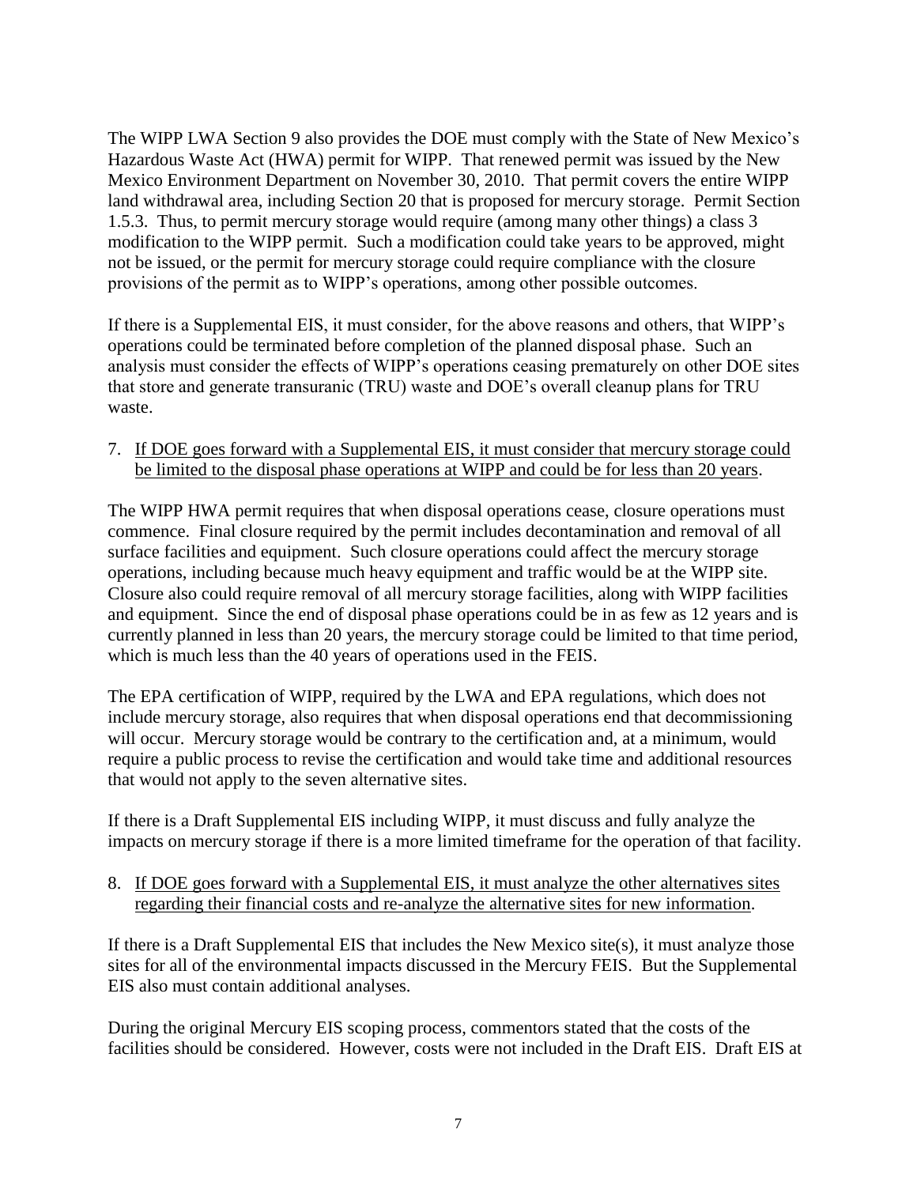The WIPP LWA Section 9 also provides the DOE must comply with the State of New Mexico's Hazardous Waste Act (HWA) permit for WIPP. That renewed permit was issued by the New Mexico Environment Department on November 30, 2010. That permit covers the entire WIPP land withdrawal area, including Section 20 that is proposed for mercury storage. Permit Section 1.5.3. Thus, to permit mercury storage would require (among many other things) a class 3 modification to the WIPP permit. Such a modification could take years to be approved, might not be issued, or the permit for mercury storage could require compliance with the closure provisions of the permit as to WIPP's operations, among other possible outcomes.

If there is a Supplemental EIS, it must consider, for the above reasons and others, that WIPP's operations could be terminated before completion of the planned disposal phase. Such an analysis must consider the effects of WIPP's operations ceasing prematurely on other DOE sites that store and generate transuranic (TRU) waste and DOE's overall cleanup plans for TRU waste.

7. <u>If DOE goes forward with a Supplemental EIS, it must consider that mercury storage could be limited to the disposal phase operations at WIPP and could be for less than 20 years</u>.

The WIPP HWA permit requires that when disposal operations cease, closure operations must commence. Final closure required by the permit includes decontamination and removal of all surface facilities and equipment. Such closure operations could affect the mercury storage operations, including because much heavy equipment and traffic would be at the WIPP site. Closure also could require removal of all mercury storage facilities, along with WIPP facilities and equipment. Since the end of disposal phase operations could be in as few as 12 years and is currently planned in less than 20 years, the mercury storage could be limited to that time period, which is much less than the 40 years of operations used in the FEIS.

The EPA certification of WIPP, required by the LWA and EPA regulations, which does not include mercury storage, also requires that when disposal operations end that decommissioning will occur. Mercury storage would be contrary to the certification and, at a minimum, would require a public process to revise the certification and would take time and additional resources that would not apply to the seven alternative sites.

If there is a Draft Supplemental EIS including WIPP, it must discuss and fully analyze the impacts on mercury storage if there is a more limited timeframe for the operation of that facility.

8. <u>If DOE goes forward with a Supplemental EIS, it must analyze the other alternatives sites regarding their financial costs and re-analyze the alternative sites for new information</u>.

If there is a Draft Supplemental EIS that includes the New Mexico site(s), it must analyze those sites for all of the environmental impacts discussed in the Mercury FEIS. But the Supplemental EIS also must contain additional analyses.

During the original Mercury EIS scoping process, commentors stated that the costs of the facilities should be considered. However, costs were not included in the Draft EIS. Draft EIS at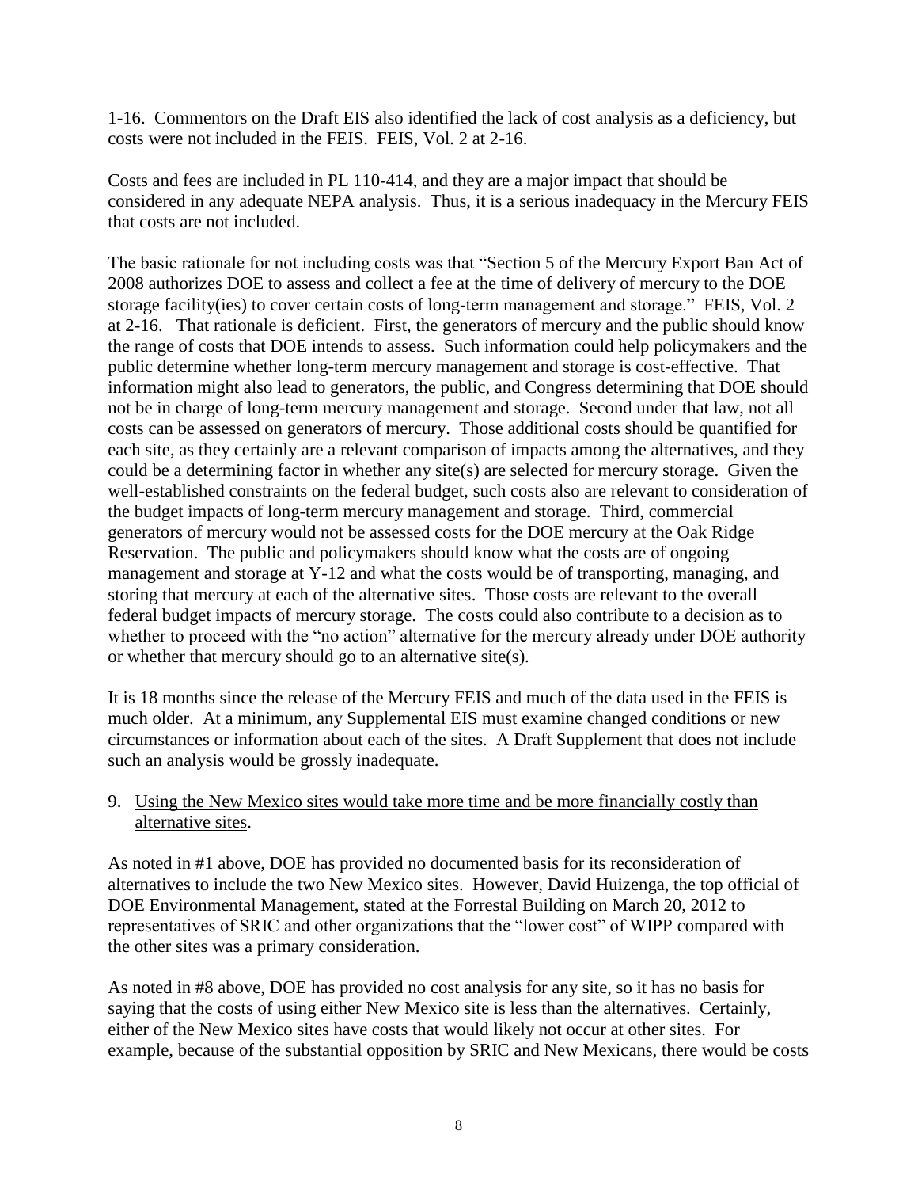1-16. Commentors on the Draft EIS also identified the lack of cost analysis as a deficiency, but costs were not included in the FEIS. FEIS, Vol. 2 at 2-16.

Costs and fees are included in PL 110-414, and they are a major impact that should be considered in any adequate NEPA analysis. Thus, it is a serious inadequacy in the Mercury FEIS that costs are not included.

The basic rationale for not including costs was that "Section 5 of the Mercury Export Ban Act of 2008 authorizes DOE to assess and collect a fee at the time of delivery of mercury to the DOE storage facility(ies) to cover certain costs of long-term management and storage." FEIS, Vol. 2 at 2-16. That rationale is deficient. First, the generators of mercury and the public should know the range of costs that DOE intends to assess. Such information could help policymakers and the public determine whether long-term mercury management and storage is cost-effective. That information might also lead to generators, the public, and Congress determining that DOE should not be in charge of long-term mercury management and storage. Second under that law, not all costs can be assessed on generators of mercury. Those additional costs should be quantified for each site, as they certainly are a relevant comparison of impacts among the alternatives, and they could be a determining factor in whether any site(s) are selected for mercury storage. Given the well-established constraints on the federal budget, such costs also are relevant to consideration of the budget impacts of long-term mercury management and storage. Third, commercial generators of mercury would not be assessed costs for the DOE mercury at the Oak Ridge Reservation. The public and policymakers should know what the costs are of ongoing management and storage at Y-12 and what the costs would be of transporting, managing, and storing that mercury at each of the alternative sites. Those costs are relevant to the overall federal budget impacts of mercury storage. The costs could also contribute to a decision as to whether to proceed with the "no action" alternative for the mercury already under DOE authority or whether that mercury should go to an alternative site(s).

It is 18 months since the release of the Mercury FEIS and much of the data used in the FEIS is much older. At a minimum, any Supplemental EIS must examine changed conditions or new circumstances or information about each of the sites. A Draft Supplement that does not include such an analysis would be grossly inadequate.

9. Using the New Mexico sites would take more time and be more financially costly than alternative sites.

As noted in #1 above, DOE has provided no documented basis for its reconsideration of alternatives to include the two New Mexico sites. However, David Huizenga, the top official of DOE Environmental Management, stated at the Forrestal Building on March 20, 2012 to representatives of SRIC and other organizations that the "lower cost" of WIPP compared with the other sites was a primary consideration.

As noted in #8 above, DOE has provided no cost analysis for any site, so it has no basis for saying that the costs of using either New Mexico site is less than the alternatives. Certainly, either of the New Mexico sites have costs that would likely not occur at other sites. For example, because of the substantial opposition by SRIC and New Mexicans, there would be costs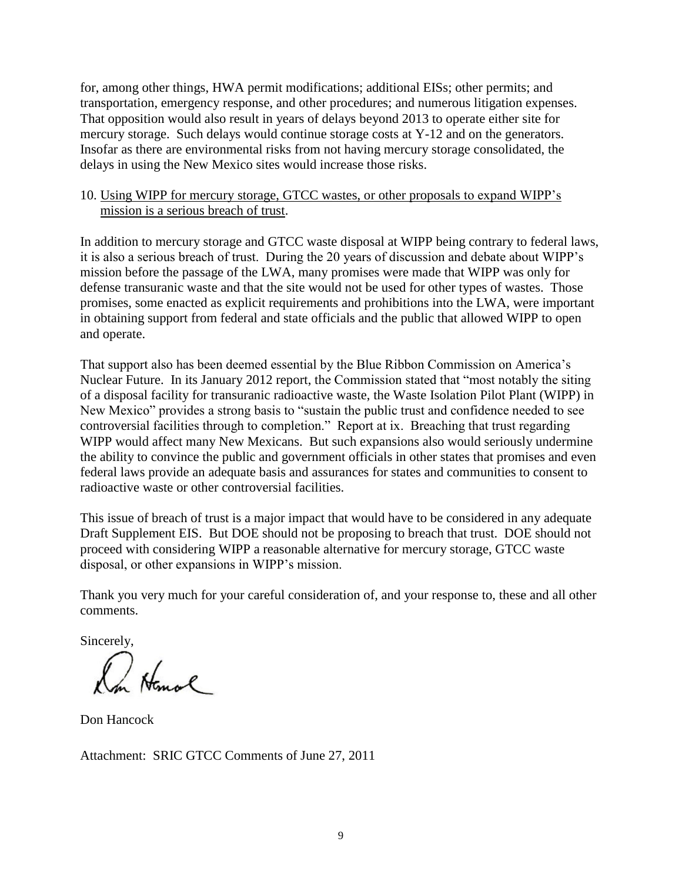for, among other things, HWA permit modifications; additional EISs; other permits; and transportation, emergency response, and other procedures; and numerous litigation expenses. That opposition would also result in years of delays beyond 2013 to operate either site for mercury storage. Such delays would continue storage costs at Y-12 and on the generators. Insofar as there are environmental risks from not having mercury storage consolidated, the delays in using the New Mexico sites would increase those risks.

10. Using WIPP for mercury storage, GTCC wastes, or other proposals to expand WIPP's mission is a serious breach of trust.

In addition to mercury storage and GTCC waste disposal at WIPP being contrary to federal laws, it is also a serious breach of trust. During the 20 years of discussion and debate about WIPP's mission before the passage of the LWA, many promises were made that WIPP was only for defense transuranic waste and that the site would not be used for other types of wastes. Those promises, some enacted as explicit requirements and prohibitions into the LWA, were important in obtaining support from federal and state officials and the public that allowed WIPP to open and operate.

That support also has been deemed essential by the Blue Ribbon Commission on America's Nuclear Future. In its January 2012 report, the Commission stated that "most notably the siting of a disposal facility for transuranic radioactive waste, the Waste Isolation Pilot Plant (WIPP) in New Mexico" provides a strong basis to "sustain the public trust and confidence needed to see controversial facilities through to completion." Report at ix. Breaching that trust regarding WIPP would affect many New Mexicans. But such expansions also would seriously undermine the ability to convince the public and government officials in other states that promises and even federal laws provide an adequate basis and assurances for states and communities to consent to radioactive waste or other controversial facilities.

This issue of breach of trust is a major impact that would have to be considered in any adequate Draft Supplement EIS. But DOE should not be proposing to breach that trust. DOE should not proceed with considering WIPP a reasonable alternative for mercury storage, GTCC waste disposal, or other expansions in WIPP's mission.

Thank you very much for your careful consideration of, and your response to, these and all other comments.

Sincerely,

Don Hancock

Attachment: SRIC GTCC Comments of June 27, 2011